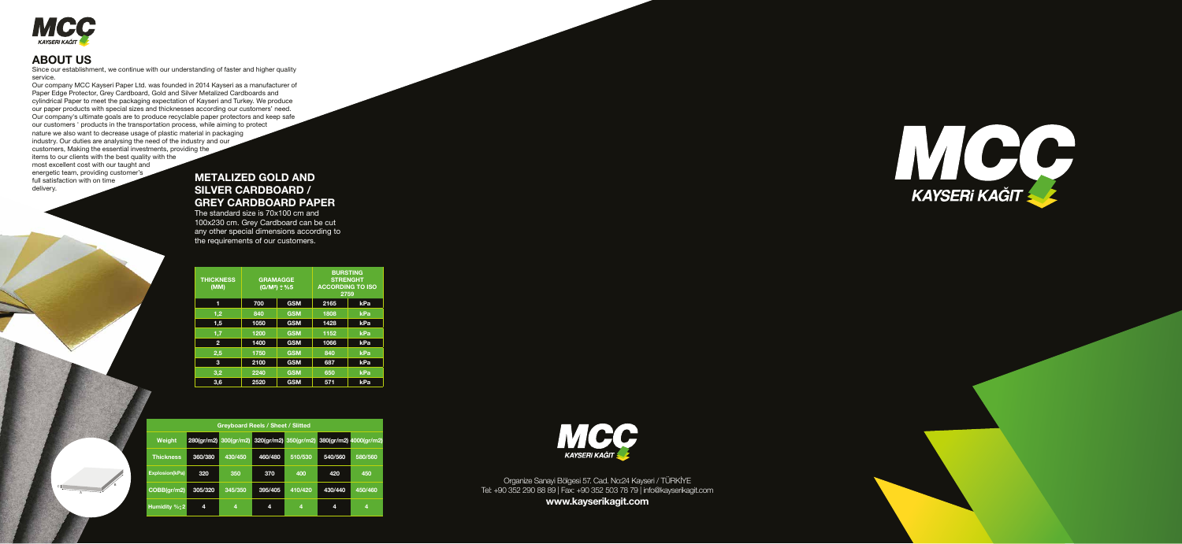## ABOUT US

Since our establishment, we continue with our understanding of faster and higher quality service.

Our company MCC Kayseri Paper Ltd. was founded in 2014 Kayseri as a manufacturer of Paper Edge Protector, Grey Cardboard, Gold and Silver Metalized Cardboards and cylindrical Paper to meet the packaging expectation of Kayseri and Turkey. We produce our paper products with special sizes and thicknesses according our customers' need. Our company's ultimate goals are to produce recyclable paper protectors and keep safe our customers ' products in the transportation process, while aiming to protect nature we also want to decrease usage of plastic material in packaging industry. Our duties are analysing the need of the industry and our customers, Making the essential investments, providing the items to our clients with the best quality with the most excellent cost with our taught and energetic team, providing customer's full satisfaction with on time delivery.

## METALIZED GOLD AND SILVER CARDBOARD / GREY CARDBOARD PAPER

The standard size is 70x100 cm and 100x230 cm. Grey Cardboard can be cut any other special dimensions according to the requirements of our customers.

| THICKNESS (MM) | GRAMAGGE (G/M²) ± %5 | | BURSTING STRENGHT ACCORDING TO ISO 2759 | |
|---|---|---|---|---|
| 1 | 700 | GSM | 2165 | kPa |
| 1,2 | 840 | GSM | 1808 | kPa |
| 1,5 | 1050 | GSM | 1428 | kPa |
| 1,7 | 1200 | GSM | 1152 | kPa |
| 2 | 1400 | GSM | 1066 | kPa |
| 2,5 | 1750 | GSM | 840 | kPa |
| 3 | 2100 | GSM | 687 | kPa |
| 3,2 | 2240 | GSM | 650 | kPa |
| 3,6 | 2520 | GSM | 571 | kPa |

**Greyboard Reels / Sheet / Slitted**

| Weight | 280(gr/m2) | 300(gr/m2) | 320(gr/m2) | 350(gr/m2) | 380(gr/m2) | 4000(gr/m2) |
|---|---|---|---|---|---|---|
| Thickness | 360/380 | 430/450 | 460/480 | 510/530 | 540/560 | 580/560 |
| Explosion(kPa) | 320 | 350 | 370 | 400 | 420 | 450 |
| COBB(gr/m2) | 305/320 | 345/350 | 395/405 | 410/420 | 430/440 | 450/460 |
| Humidity %±2 | 4 | 4 | 4 | 4 | 4 | 4 |

MCC KAYSERİ KAĞIT

Organize Sanayi Bölgesi 57. Cad. No:24 Kayseri / TÜRKİYE
Tel: +90 352 290 88 89 | Fax: +90 352 503 78 79 | info@kayserikagit.com
**www.kayserikagit.com**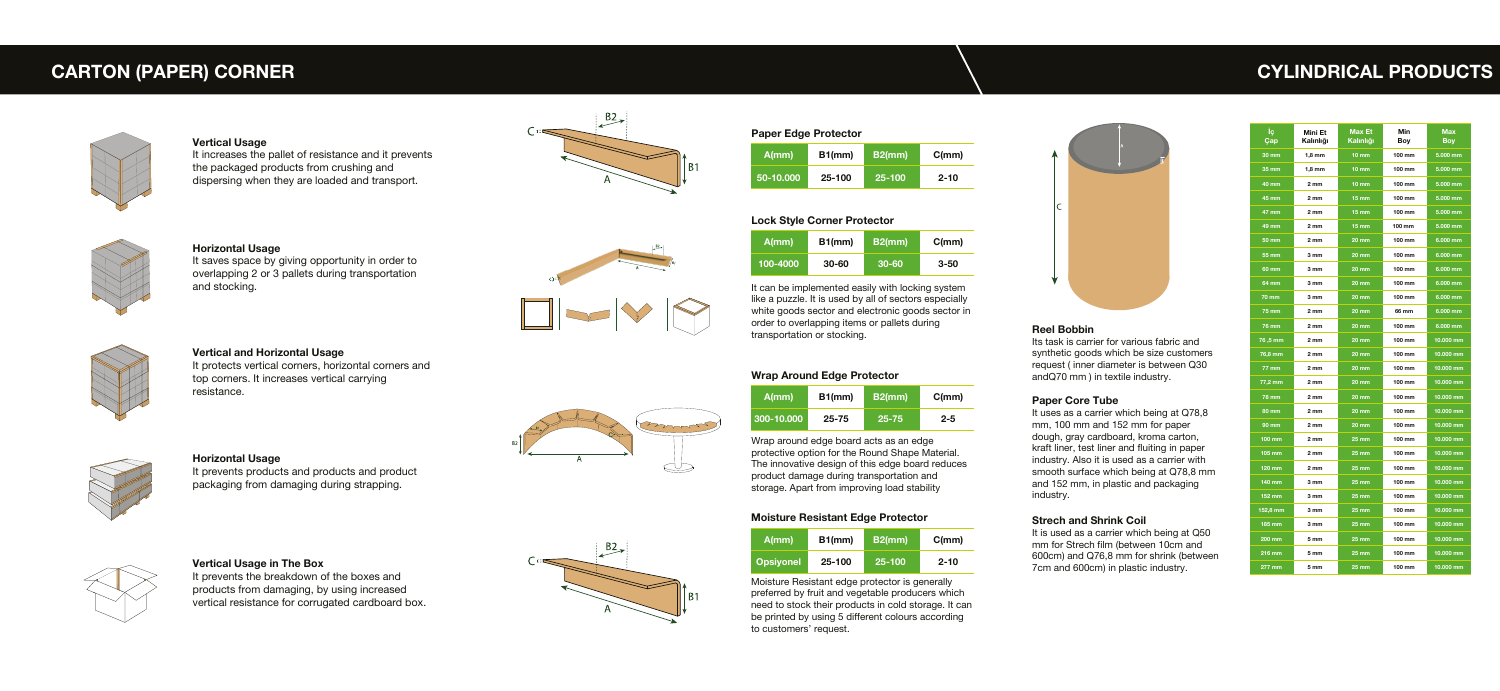# CARTON (PAPER) CORNER

### Vertical Usage

It increases the pallet of resistance and it prevents the packaged products from crushing and dispersing when they are loaded and transport.

### Horizontal Usage

It saves space by giving opportunity in order to overlapping 2 or 3 pallets during transportation and stocking.

### Vertical and Horizontal Usage

It protects vertical corners, horizontal corners and top corners. It increases vertical carrying resistance.

### Horizontal Usage

It prevents products and products and product packaging from damaging during strapping.

### Vertical Usage in The Box

It prevents the breakdown of the boxes and products from damaging, by using increased vertical resistance for corrugated cardboard box.

### Paper Edge Protector

| A(mm) | B1(mm) | B2(mm) | C(mm) |
|---|---|---|---|
| 50-10.000 | 25-100 | 25-100 | 2-10 |

### Lock Style Corner Protector

| A(mm) | B1(mm) | B2(mm) | C(mm) |
|---|---|---|---|
| 100-4000 | 30-60 | 30-60 | 3-50 |

It can be implemented easily with locking system like a puzzle. It is used by all of sectors especially white goods sector and electronic goods sector in order to overlapping items or pallets during transportation or stocking.

### Wrap Around Edge Protector

| A(mm) | B1(mm) | B2(mm) | C(mm) |
|---|---|---|---|
| 300-10.000 | 25-75 | 25-75 | 2-5 |

Wrap around edge board acts as an edge protective option for the Round Shape Material. The innovative design of this edge board reduces product damage during transportation and storage. Apart from improving load stability

### Moisture Resistant Edge Protector

| A(mm) | B1(mm) | B2(mm) | C(mm) |
|---|---|---|---|
| Opsiyonel | 25-100 | 25-100 | 2-10 |

Moisture Resistant edge protector is generally preferred by fruit and vegetable producers which need to stock their products in cold storage. It can be printed by using 5 different colours according to customers' request.

# CYLINDRICAL PRODUCTS

### Reel Bobbin

Its task is carrier for various fabric and synthetic goods which be size customers request ( inner diameter is between Q30 andQ70 mm ) in textile industry.

### Paper Core Tube

It uses as a carrier which being at Q78,8 mm, 100 mm and 152 mm for paper dough, gray cardboard, kroma carton, kraft liner, test liner and fluiting in paper industry. Also it is used as a carrier with smooth surface which being at Q78,8 mm and 152 mm, in plastic and packaging industry.

### Strech and Shrink Coil

It is used as a carrier which being at Q50 mm for Strech film (between 10cm and 600cm) and Q76,8 mm for shrink (between 7cm and 600cm) in plastic industry.

| İç Çap | Mini Et Kalınlığı | Max Et Kalınlığı | Min Boy | Max Boy |
|---|---|---|---|---|
| 30 mm | 1,8 mm | 10 mm | 100 mm | 5.000 mm |
| 35 mm | 1,8 mm | 10 mm | 100 mm | 5.000 mm |
| 40 mm | 2 mm | 10 mm | 100 mm | 5.000 mm |
| 45 mm | 2 mm | 15 mm | 100 mm | 5.000 mm |
| 47 mm | 2 mm | 15 mm | 100 mm | 5.000 mm |
| 49 mm | 2 mm | 15 mm | 100 mm | 5.000 mm |
| 50 mm | 2 mm | 20 mm | 100 mm | 6.000 mm |
| 55 mm | 3 mm | 20 mm | 100 mm | 6.000 mm |
| 60 mm | 3 mm | 20 mm | 100 mm | 6.000 mm |
| 64 mm | 3 mm | 20 mm | 100 mm | 6.000 mm |
| 70 mm | 3 mm | 20 mm | 100 mm | 6.000 mm |
| 75 mm | 2 mm | 20 mm | 66 mm | 6.000 mm |
| 76 mm | 2 mm | 20 mm | 100 mm | 6.000 mm |
| 76 ,5 mm | 2 mm | 20 mm | 100 mm | 10.000 mm |
| 76,8 mm | 2 mm | 20 mm | 100 mm | 10.000 mm |
| 77 mm | 2 mm | 20 mm | 100 mm | 10.000 mm |
| 77,2 mm | 2 mm | 20 mm | 100 mm | 10.000 mm |
| 78 mm | 2 mm | 20 mm | 100 mm | 10.000 mm |
| 80 mm | 2 mm | 20 mm | 100 mm | 10.000 mm |
| 90 mm | 2 mm | 20 mm | 100 mm | 10.000 mm |
| 100 mm | 2 mm | 25 mm | 100 mm | 10.000 mm |
| 105 mm | 2 mm | 25 mm | 100 mm | 10.000 mm |
| 120 mm | 2 mm | 25 mm | 100 mm | 10.000 mm |
| 140 mm | 3 mm | 25 mm | 100 mm | 10.000 mm |
| 152 mm | 3 mm | 25 mm | 100 mm | 10.000 mm |
| 152,8 mm | 3 mm | 25 mm | 100 mm | 10.000 mm |
| 165 mm | 3 mm | 25 mm | 100 mm | 10.000 mm |
| 200 mm | 5 mm | 25 mm | 100 mm | 10.000 mm |
| 216 mm | 5 mm | 25 mm | 100 mm | 10.000 mm |
| 277 mm | 5 mm | 25 mm | 100 mm | 10.000 mm |